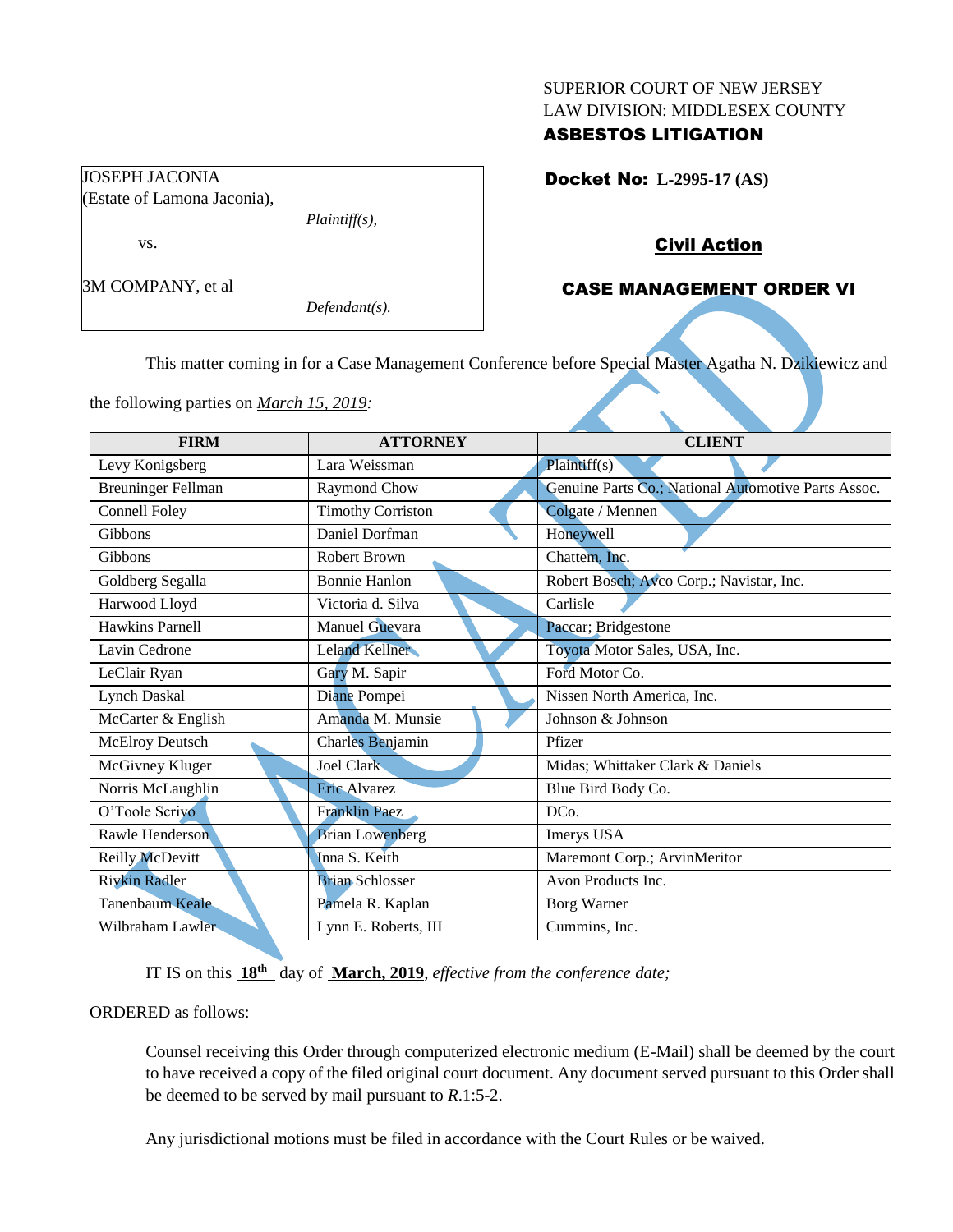SUPERIOR COURT OF NEW JERSEY
LAW DIVISION: MIDDLESEX COUNTY
**ASBESTOS LITIGATION**

JOSEPH JACONIA
(Estate of Lamona Jaconia),
*Plaintiff(s),*

vs.

3M COMPANY, et al
*Defendant(s).*

**Docket No: L-2995-17 (AS)**

**Civil Action**

**CASE MANAGEMENT ORDER VI**

This matter coming in for a Case Management Conference before Special Master Agatha N. Dzikiewicz and the following parties on *March 15, 2019:*

| FIRM | ATTORNEY | CLIENT |
|---|---|---|
| Levy Konigsberg | Lara Weissman | Plaintiff(s) |
| Breuninger Fellman | Raymond Chow | Genuine Parts Co.; National Automotive Parts Assoc. |
| Connell Foley | Timothy Corriston | Colgate / Mennen |
| Gibbons | Daniel Dorfman | Honeywell |
| Gibbons | Robert Brown | Chattem, Inc. |
| Goldberg Segalla | Bonnie Hanlon | Robert Bosch; Avco Corp.; Navistar, Inc. |
| Harwood Lloyd | Victoria d. Silva | Carlisle |
| Hawkins Parnell | Manuel Guevara | Paccar; Bridgestone |
| Lavin Cedrone | Leland Kellner | Toyota Motor Sales, USA, Inc. |
| LeClair Ryan | Gary M. Sapir | Ford Motor Co. |
| Lynch Daskal | Diane Pompei | Nissen North America, Inc. |
| McCarter & English | Amanda M. Munsie | Johnson & Johnson |
| McElroy Deutsch | Charles Benjamin | Pfizer |
| McGivney Kluger | Joel Clark | Midas; Whittaker Clark & Daniels |
| Norris McLaughlin | Eric Alvarez | Blue Bird Body Co. |
| O'Toole Scrivo | Franklin Paez | DCo. |
| Rawle Henderson | Brian Lowenberg | Imerys USA |
| Reilly McDevitt | Inna S. Keith | Maremont Corp.; ArvinMeritor |
| Rivkin Radler | Brian Schlosser | Avon Products Inc. |
| Tanenbaum Keale | Pamela R. Kaplan | Borg Warner |
| Wilbraham Lawler | Lynn E. Roberts, III | Cummins, Inc. |

IT IS on this **18th** day of **March, 2019**, *effective from the conference date;*

ORDERED as follows:

Counsel receiving this Order through computerized electronic medium (E-Mail) shall be deemed by the court to have received a copy of the filed original court document. Any document served pursuant to this Order shall be deemed to be served by mail pursuant to *R*.1:5-2.

Any jurisdictional motions must be filed in accordance with the Court Rules or be waived.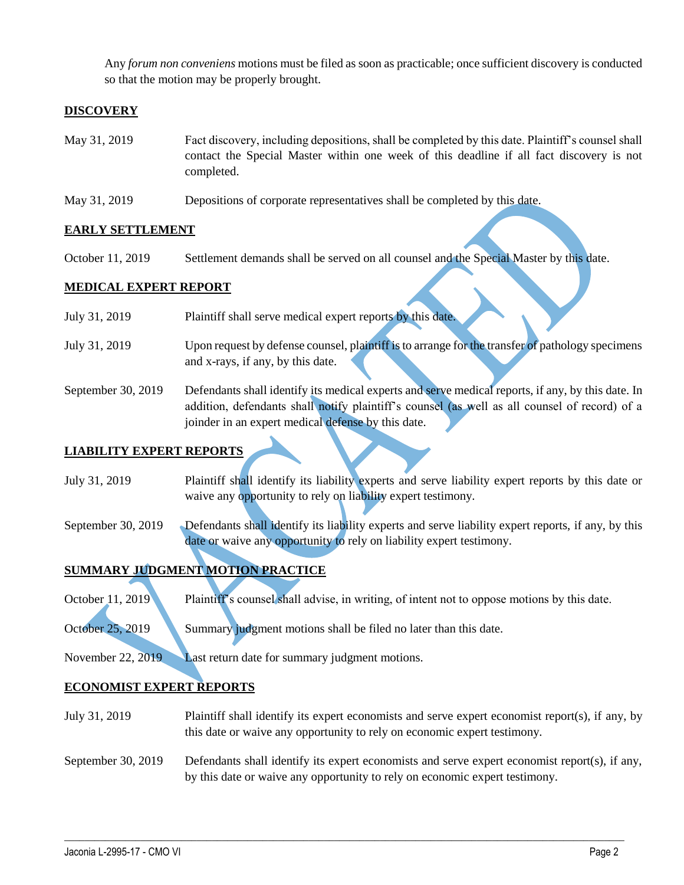Any *forum non conveniens* motions must be filed as soon as practicable; once sufficient discovery is conducted so that the motion may be properly brought.

**DISCOVERY**

| | |
|---|---|
| May 31, 2019 | Fact discovery, including depositions, shall be completed by this date. Plaintiff's counsel shall contact the Special Master within one week of this deadline if all fact discovery is not completed. |
| May 31, 2019 | Depositions of corporate representatives shall be completed by this date. |

**EARLY SETTLEMENT**

| | |
|---|---|
| October 11, 2019 | Settlement demands shall be served on all counsel and the Special Master by this date. |

**MEDICAL EXPERT REPORT**

| | |
|---|---|
| July 31, 2019 | Plaintiff shall serve medical expert reports by this date. |
| July 31, 2019 | Upon request by defense counsel, plaintiff is to arrange for the transfer of pathology specimens and x-rays, if any, by this date. |
| September 30, 2019 | Defendants shall identify its medical experts and serve medical reports, if any, by this date. In addition, defendants shall notify plaintiff's counsel (as well as all counsel of record) of a joinder in an expert medical defense by this date. |

**LIABILITY EXPERT REPORTS**

| | |
|---|---|
| July 31, 2019 | Plaintiff shall identify its liability experts and serve liability expert reports by this date or waive any opportunity to rely on liability expert testimony. |
| September 30, 2019 | Defendants shall identify its liability experts and serve liability expert reports, if any, by this date or waive any opportunity to rely on liability expert testimony. |

**SUMMARY JUDGMENT MOTION PRACTICE**

| | |
|---|---|
| October 11, 2019 | Plaintiff's counsel shall advise, in writing, of intent not to oppose motions by this date. |
| October 25, 2019 | Summary judgment motions shall be filed no later than this date. |
| November 22, 2019 | Last return date for summary judgment motions. |

**ECONOMIST EXPERT REPORTS**

| | |
|---|---|
| July 31, 2019 | Plaintiff shall identify its expert economists and serve expert economist report(s), if any, by this date or waive any opportunity to rely on economic expert testimony. |
| September 30, 2019 | Defendants shall identify its expert economists and serve expert economist report(s), if any, by this date or waive any opportunity to rely on economic expert testimony. |

VACATED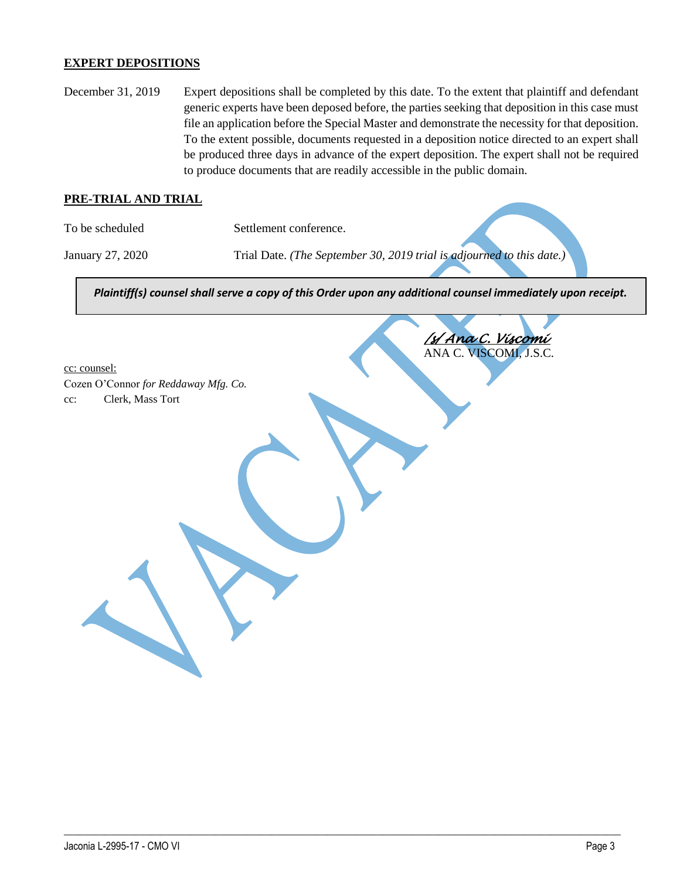**EXPERT DEPOSITIONS**

| | |
|---|---|
| December 31, 2019 | Expert depositions shall be completed by this date. To the extent that plaintiff and defendant generic experts have been deposed before, the parties seeking that deposition in this case must file an application before the Special Master and demonstrate the necessity for that deposition. To the extent possible, documents requested in a deposition notice directed to an expert shall be produced three days in advance of the expert deposition. The expert shall not be required to produce documents that are readily accessible in the public domain. |

**PRE-TRIAL AND TRIAL**

| | |
|---|---|
| To be scheduled | Settlement conference. |
| January 27, 2020 | Trial Date. *(The September 30, 2019 trial is adjourned to this date.)* |

***Plaintiff(s) counsel shall serve a copy of this Order upon any additional counsel immediately upon receipt.***

VACATED

*/s/ Ana C. Viscomi*
ANA C. VISCOMI, J.S.C.

cc: counsel:
Cozen O'Connor *for Reddaway Mfg. Co.*
cc: Clerk, Mass Tort